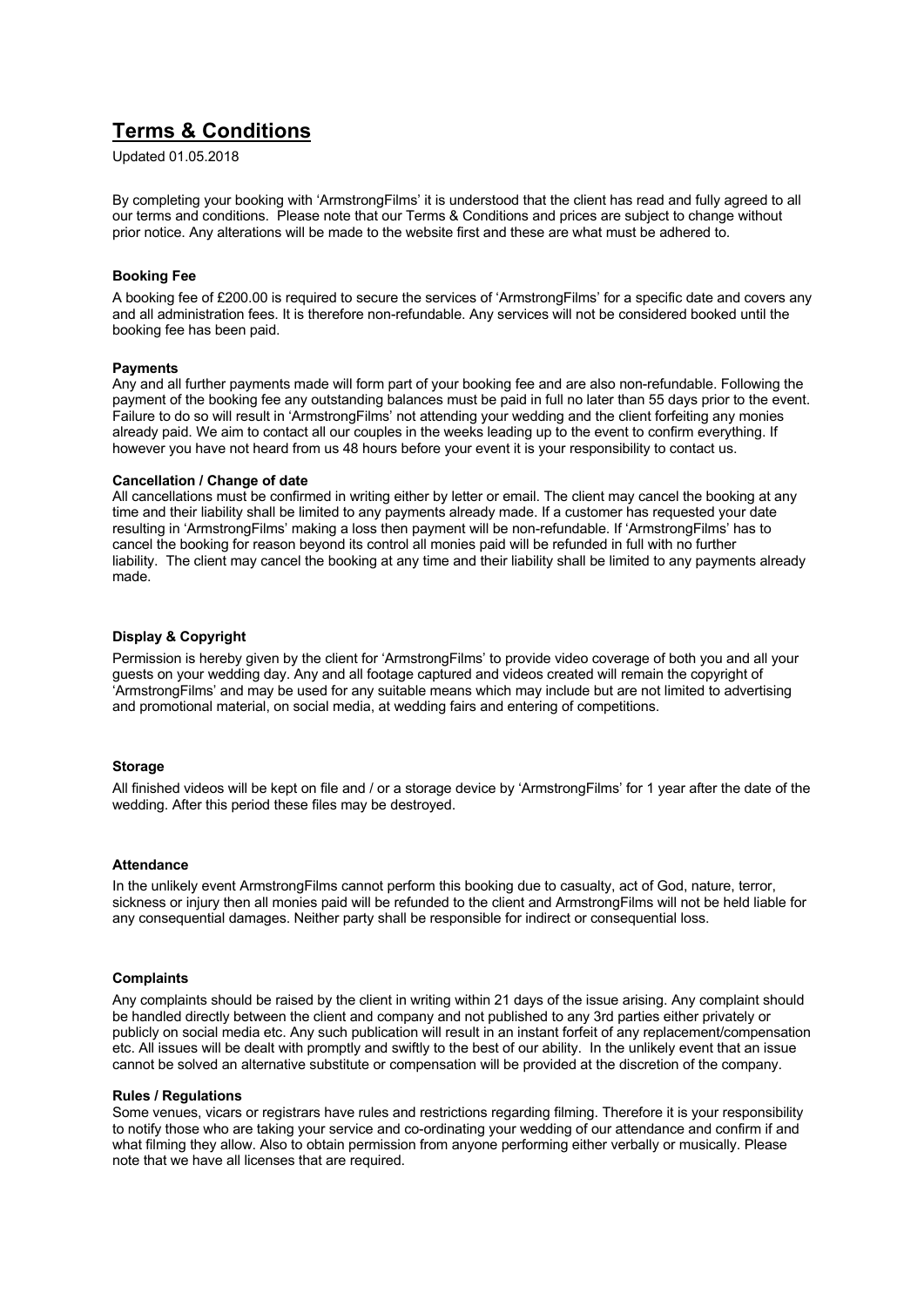# Terms & Conditions

Updated 01.05.2018

By completing your booking with 'ArmstrongFilms' it is understood that the client has read and fully agreed to all our terms and conditions. Please note that our Terms & Conditions and prices are subject to change without prior notice. Any alterations will be made to the website first and these are what must be adhered to.

### Booking Fee

A booking fee of £200.00 is required to secure the services of 'ArmstrongFilms' for a specific date and covers any and all administration fees. It is therefore non-refundable. Any services will not be considered booked until the booking fee has been paid.

### Payments

Any and all further payments made will form part of your booking fee and are also non-refundable. Following the payment of the booking fee any outstanding balances must be paid in full no later than 55 days prior to the event. Failure to do so will result in 'ArmstrongFilms' not attending your wedding and the client forfeiting any monies already paid. We aim to contact all our couples in the weeks leading up to the event to confirm everything. If however you have not heard from us 48 hours before your event it is your responsibility to contact us.

### Cancellation / Change of date

All cancellations must be confirmed in writing either by letter or email. The client may cancel the booking at any time and their liability shall be limited to any payments already made. If a customer has requested your date resulting in 'ArmstrongFilms' making a loss then payment will be non-refundable. If 'ArmstrongFilms' has to cancel the booking for reason beyond its control all monies paid will be refunded in full with no further liability. The client may cancel the booking at any time and their liability shall be limited to any payments already made.

### Display & Copyright

Permission is hereby given by the client for 'ArmstrongFilms' to provide video coverage of both you and all your guests on your wedding day. Any and all footage captured and videos created will remain the copyright of 'ArmstrongFilms' and may be used for any suitable means which may include but are not limited to advertising and promotional material, on social media, at wedding fairs and entering of competitions.

### Storage

All finished videos will be kept on file and / or a storage device by 'ArmstrongFilms' for 1 year after the date of the wedding. After this period these files may be destroyed.

### Attendance

In the unlikely event ArmstrongFilms cannot perform this booking due to casualty, act of God, nature, terror, sickness or injury then all monies paid will be refunded to the client and ArmstrongFilms will not be held liable for any consequential damages. Neither party shall be responsible for indirect or consequential loss.

### Complaints

Any complaints should be raised by the client in writing within 21 days of the issue arising. Any complaint should be handled directly between the client and company and not published to any 3rd parties either privately or publicly on social media etc. Any such publication will result in an instant forfeit of any replacement/compensation etc. All issues will be dealt with promptly and swiftly to the best of our ability. In the unlikely event that an issue cannot be solved an alternative substitute or compensation will be provided at the discretion of the company.

### Rules / Regulations

Some venues, vicars or registrars have rules and restrictions regarding filming. Therefore it is your responsibility to notify those who are taking your service and co-ordinating your wedding of our attendance and confirm if and what filming they allow. Also to obtain permission from anyone performing either verbally or musically. Please note that we have all licenses that are required.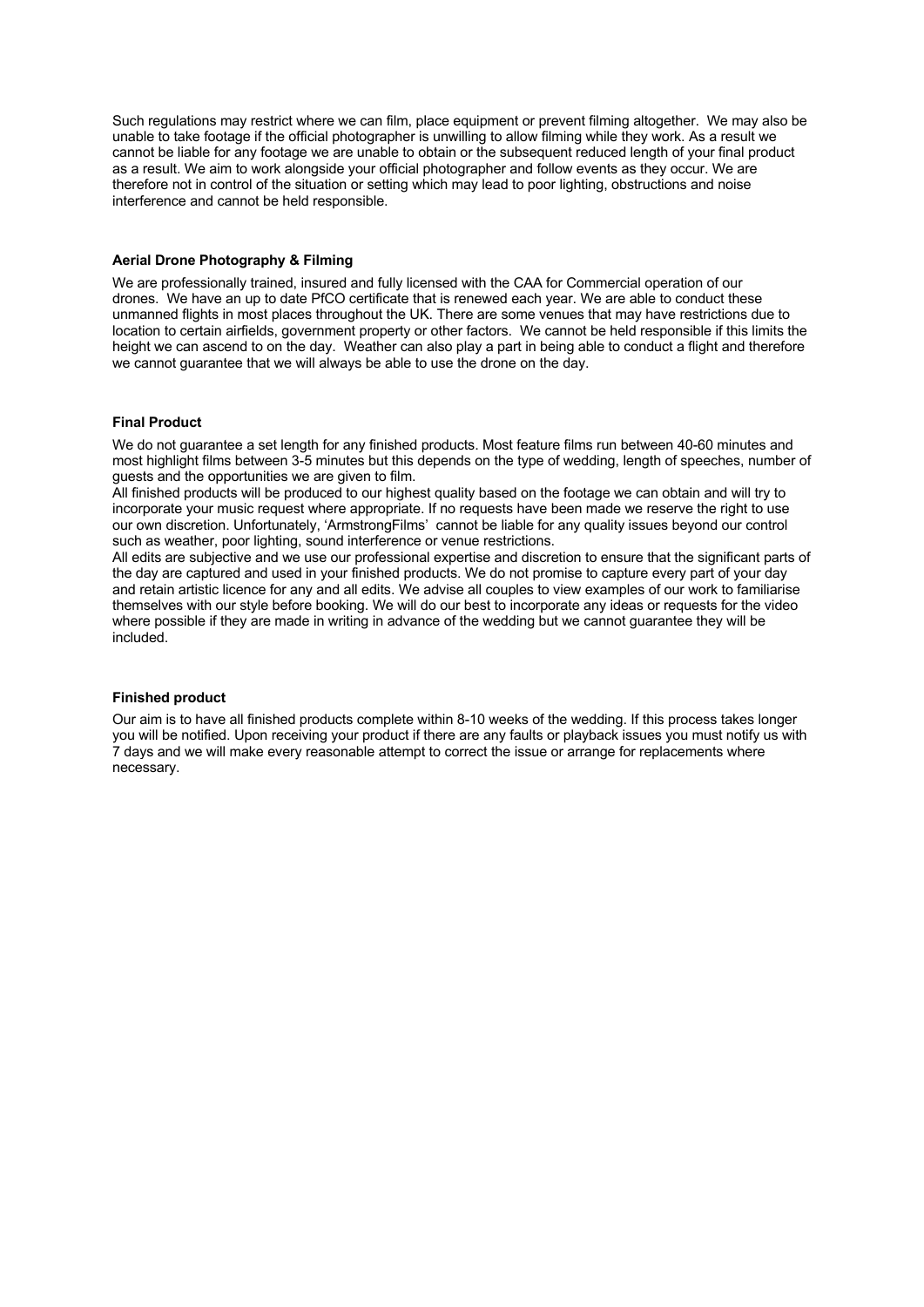Such regulations may restrict where we can film, place equipment or prevent filming altogether. We may also be unable to take footage if the official photographer is unwilling to allow filming while they work. As a result we cannot be liable for any footage we are unable to obtain or the subsequent reduced length of your final product as a result. We aim to work alongside your official photographer and follow events as they occur. We are therefore not in control of the situation or setting which may lead to poor lighting, obstructions and noise interference and cannot be held responsible.

**Aerial Drone Photography & Filming**

We are professionally trained, insured and fully licensed with the CAA for Commercial operation of our drones. We have an up to date PfCO certificate that is renewed each year. We are able to conduct these unmanned flights in most places throughout the UK. There are some venues that may have restrictions due to location to certain airfields, government property or other factors. We cannot be held responsible if this limits the height we can ascend to on the day. Weather can also play a part in being able to conduct a flight and therefore we cannot guarantee that we will always be able to use the drone on the day.

**Final Product**

We do not guarantee a set length for any finished products. Most feature films run between 40-60 minutes and most highlight films between 3-5 minutes but this depends on the type of wedding, length of speeches, number of guests and the opportunities we are given to film.

All finished products will be produced to our highest quality based on the footage we can obtain and will try to incorporate your music request where appropriate. If no requests have been made we reserve the right to use our own discretion. Unfortunately, 'ArmstrongFilms' cannot be liable for any quality issues beyond our control such as weather, poor lighting, sound interference or venue restrictions.

All edits are subjective and we use our professional expertise and discretion to ensure that the significant parts of the day are captured and used in your finished products. We do not promise to capture every part of your day and retain artistic licence for any and all edits. We advise all couples to view examples of our work to familiarise themselves with our style before booking. We will do our best to incorporate any ideas or requests for the video where possible if they are made in writing in advance of the wedding but we cannot guarantee they will be included.

**Finished product**

Our aim is to have all finished products complete within 8-10 weeks of the wedding. If this process takes longer you will be notified. Upon receiving your product if there are any faults or playback issues you must notify us with 7 days and we will make every reasonable attempt to correct the issue or arrange for replacements where necessary.